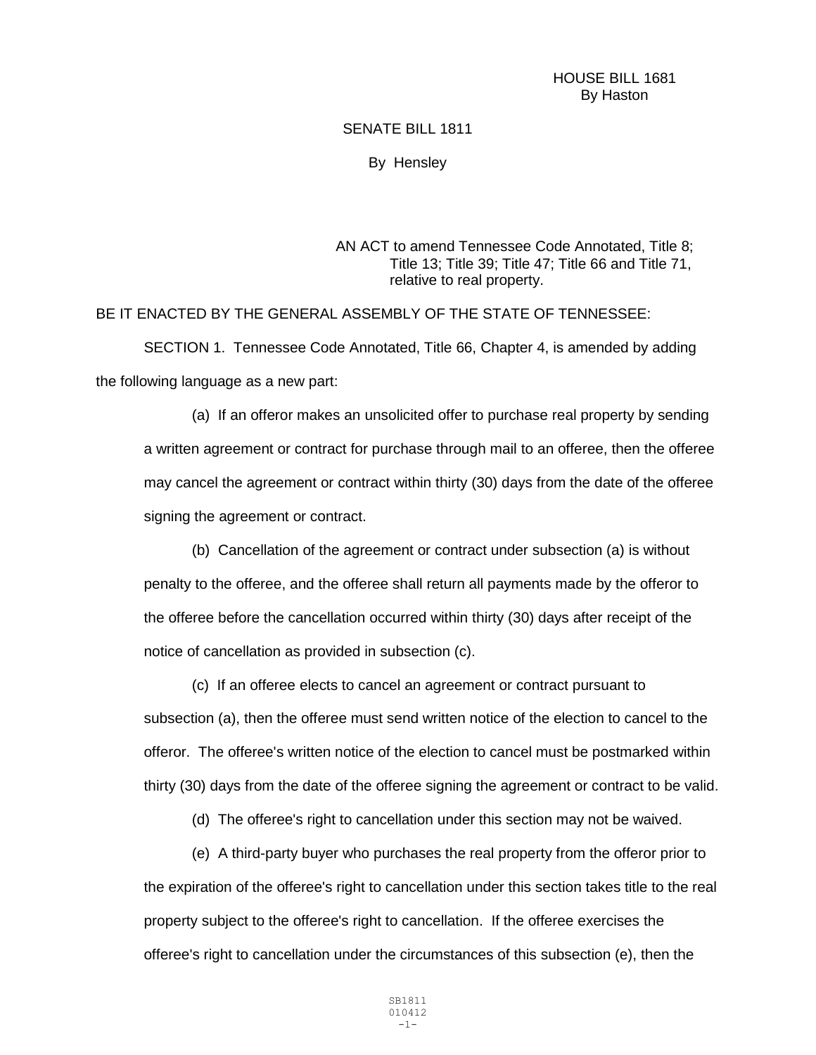HOUSE BILL 1681
By Haston

SENATE BILL 1811

By Hensley

AN ACT to amend Tennessee Code Annotated, Title 8; Title 13; Title 39; Title 47; Title 66 and Title 71, relative to real property.

BE IT ENACTED BY THE GENERAL ASSEMBLY OF THE STATE OF TENNESSEE:

SECTION 1. Tennessee Code Annotated, Title 66, Chapter 4, is amended by adding the following language as a new part:

(a) If an offeror makes an unsolicited offer to purchase real property by sending a written agreement or contract for purchase through mail to an offeree, then the offeree may cancel the agreement or contract within thirty (30) days from the date of the offeree signing the agreement or contract.

(b) Cancellation of the agreement or contract under subsection (a) is without penalty to the offeree, and the offeree shall return all payments made by the offeror to the offeree before the cancellation occurred within thirty (30) days after receipt of the notice of cancellation as provided in subsection (c).

(c) If an offeree elects to cancel an agreement or contract pursuant to subsection (a), then the offeree must send written notice of the election to cancel to the offeror. The offeree's written notice of the election to cancel must be postmarked within thirty (30) days from the date of the offeree signing the agreement or contract to be valid.

(d) The offeree's right to cancellation under this section may not be waived.

(e) A third-party buyer who purchases the real property from the offeror prior to the expiration of the offeree's right to cancellation under this section takes title to the real property subject to the offeree's right to cancellation. If the offeree exercises the offeree's right to cancellation under the circumstances of this subsection (e), then the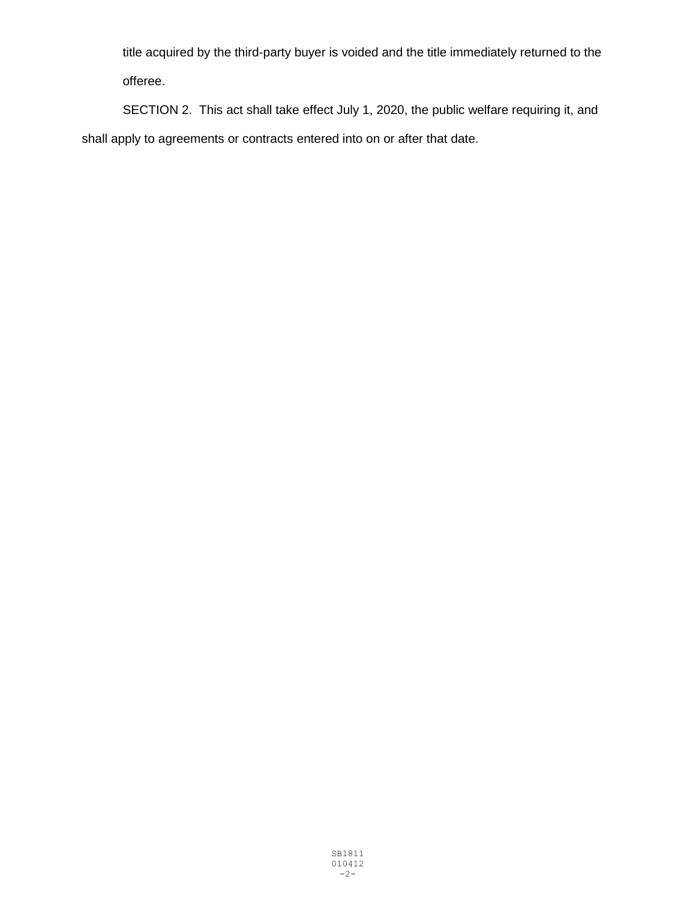title acquired by the third-party buyer is voided and the title immediately returned to the offeree.

SECTION 2. This act shall take effect July 1, 2020, the public welfare requiring it, and shall apply to agreements or contracts entered into on or after that date.